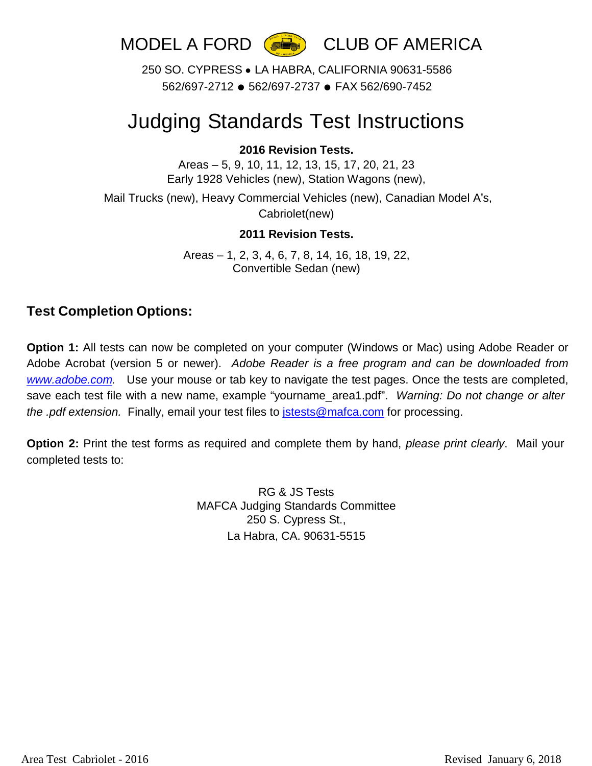# MODEL A FORD CLUB OF AMERICA

250 SO. CYPRESS ● LA HABRA, CALIFORNIA 90631-5586
562/697-2712 ● 562/697-2737 ● FAX 562/690-7452

# Judging Standards Test Instructions

**2016 Revision Tests.**

Areas – 5, 9, 10, 11, 12, 13, 15, 17, 20, 21, 23
Early 1928 Vehicles (new), Station Wagons (new),
Mail Trucks (new), Heavy Commercial Vehicles (new), Canadian Model A's,
Cabriolet(new)

**2011 Revision Tests.**

Areas – 1, 2, 3, 4, 6, 7, 8, 14, 16, 18, 19, 22,
Convertible Sedan (new)

## Test Completion Options:

**Option 1:** All tests can now be completed on your computer (Windows or Mac) using Adobe Reader or Adobe Acrobat (version 5 or newer). *Adobe Reader is a free program and can be downloaded from www.adobe.com.* Use your mouse or tab key to navigate the test pages. Once the tests are completed, save each test file with a new name, example "yourname_area1.pdf". *Warning: Do not change or alter the .pdf extension.* Finally, email your test files to jstests@mafca.com for processing.

**Option 2:** Print the test forms as required and complete them by hand, *please print clearly*. Mail your completed tests to:

RG & JS Tests
MAFCA Judging Standards Committee
250 S. Cypress St.,
La Habra, CA. 90631-5515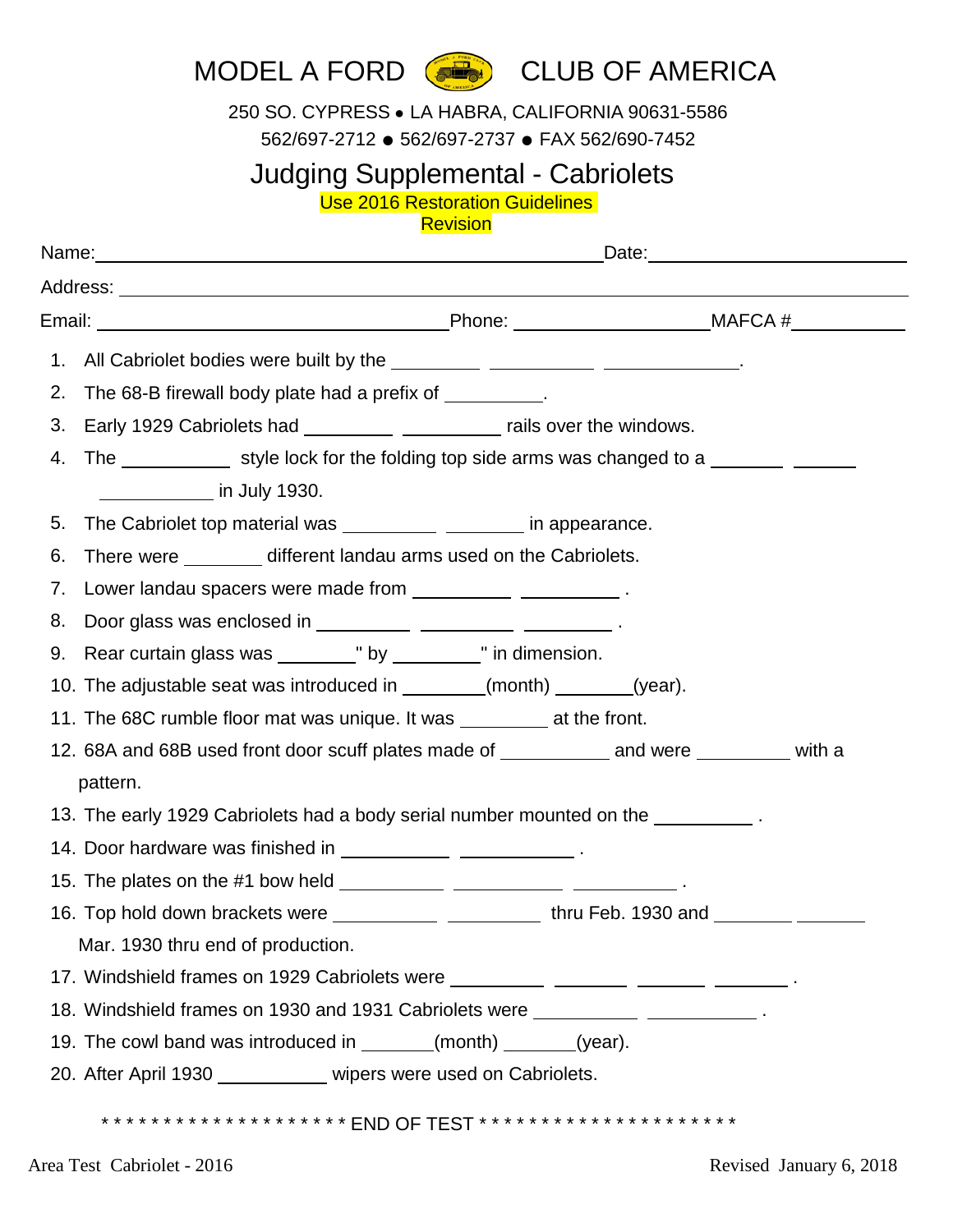# MODEL A FORD CLUB OF AMERICA

250 SO. CYPRESS • LA HABRA, CALIFORNIA 90631-5586

562/697-2712 ● 562/697-2737 ● FAX 562/690-7452

## Judging Supplemental - Cabriolets

Use 2016 Restoration Guidelines

Revision

Name:______________________________ Date:______________

Address: ______________________________________________

Email: ____________________ Phone: ______________ MAFCA #________

1. All Cabriolet bodies were built by the ________ __________ ____________.
2. The 68-B firewall body plate had a prefix of ________.
3. Early 1929 Cabriolets had ________ _________ rails over the windows.
4. The _________ style lock for the folding top side arms was changed to a _______ ______ __________ in July 1930.
5. The Cabriolet top material was _________ _______ in appearance.
6. There were _______ different landau arms used on the Cabriolets.
7. Lower landau spacers were made from _________ _________ .
8. Door glass was enclosed in _________ _________ _________ .
9. Rear curtain glass was _______" by ________" in dimension.
10. The adjustable seat was introduced in ________(month) _______(year).
11. The 68C rumble floor mat was unique. It was ________ at the front.
12. 68A and 68B used front door scuff plates made of __________ and were _________ with a pattern.
13. The early 1929 Cabriolets had a body serial number mounted on the _________ .
14. Door hardware was finished in __________ ___________ .
15. The plates on the #1 bow held __________ __________ __________ .
16. Top hold down brackets were __________ _________ thru Feb. 1930 and _______ _______ Mar. 1930 thru end of production.
17. Windshield frames on 1929 Cabriolets were _________ _______ _______ _______ .
18. Windshield frames on 1930 and 1931 Cabriolets were __________ ___________ .
19. The cowl band was introduced in _______(month) _______(year).
20. After April 1930 __________ wipers were used on Cabriolets.

* * * * * * * * * * * * * * * * * * * * END OF TEST * * * * * * * * * * * * * * * * * * * * * *

Area Test Cabriolet - 2016 Revised January 6, 2018